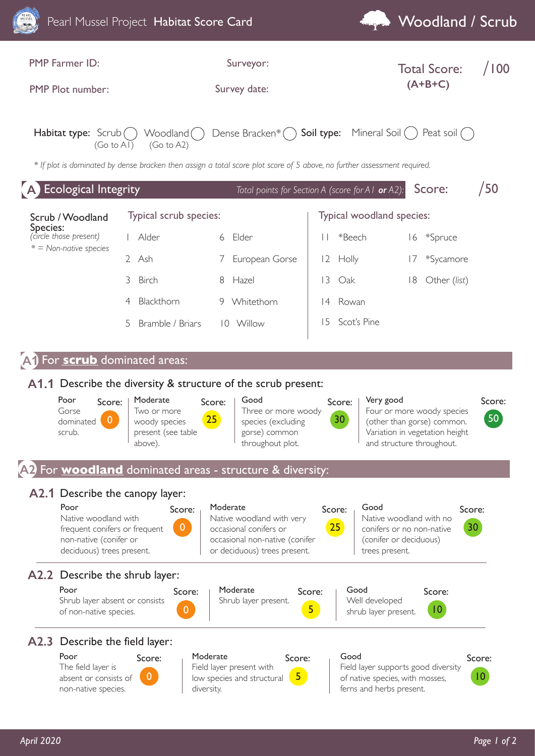# Pearl Mussel Project **Habitat Score Card** — Woodland / Scrub

PMP Farmer ID:

Surveyor:

**Total Score: (A+B+C)** /100

PMP Plot number:

Survey date:

**Habitat type:** Scrub ◯ (Go to A1) Woodland ◯ (Go to A2) Dense Bracken* ◯ **Soil type:** Mineral Soil ◯ Peat soil ◯

*\* If plot is dominated by dense bracken then assign a total score plot score of 5 above, no further assessment required.*

## A Ecological Integrity

*Total points for Section A (score for A1 **or** A2):* Score: /50

**Scrub / Woodland Species:**
*(circle those present)*
*\* = Non-native species*

| Typical scrub species: | | Typical woodland species: | |
|---|---|---|---|
| 1 Alder | 6 Elder | 11 *Beech | 16 *Spruce |
| 2 Ash | 7 European Gorse | 12 Holly | 17 *Sycamore |
| 3 Birch | 8 Hazel | 13 Oak | 18 Other (*list*) |
| 4 Blackthorn | 9 Whitethorn | 14 Rowan | |
| 5 Bramble / Briars | 10 Willow | 15 Scot's Pine | |

## A1 For **scrub** dominated areas:

### A1.1 Describe the diversity & structure of the scrub present:

| Poor | Score: | Moderate | Score: | Good | Score: | Very good | Score: |
|---|---|---|---|---|---|---|---|
| Gorse dominated scrub. | 0 | Two or more woody species present (see table above). | 25 | Three or more woody species (excluding gorse) common throughout plot. | 30 | Four or more woody species (other than gorse) common. Variation in vegetation height and structure throughout. | 50 |

## A2 For **woodland** dominated areas - structure & diversity:

### A2.1 Describe the canopy layer:

| Poor | Score: | Moderate | Score: | Good | Score: |
|---|---|---|---|---|---|
| Native woodland with frequent conifers or frequent non-native (conifer or deciduous) trees present. | 0 | Native woodland with very occasional conifers or occasional non-native (conifer or deciduous) trees present. | 25 | Native woodland with no conifers or no non-native (conifer or deciduous) trees present. | 30 |

### A2.2 Describe the shrub layer:

| Poor | Score: | Moderate | Score: | Good | Score: |
|---|---|---|---|---|---|
| Shrub layer absent or consists of non-native species. | 0 | Shrub layer present. | 5 | Well developed shrub layer present. | 10 |

### A2.3 Describe the field layer:

| Poor | Score: | Moderate | Score: | Good | Score: |
|---|---|---|---|---|---|
| The field layer is absent or consists of non-native species. | 0 | Field layer present with low species and structural diversity. | 5 | Field layer supports good diversity of native species, with mosses, ferns and herbs present. | 10 |

*April 2020*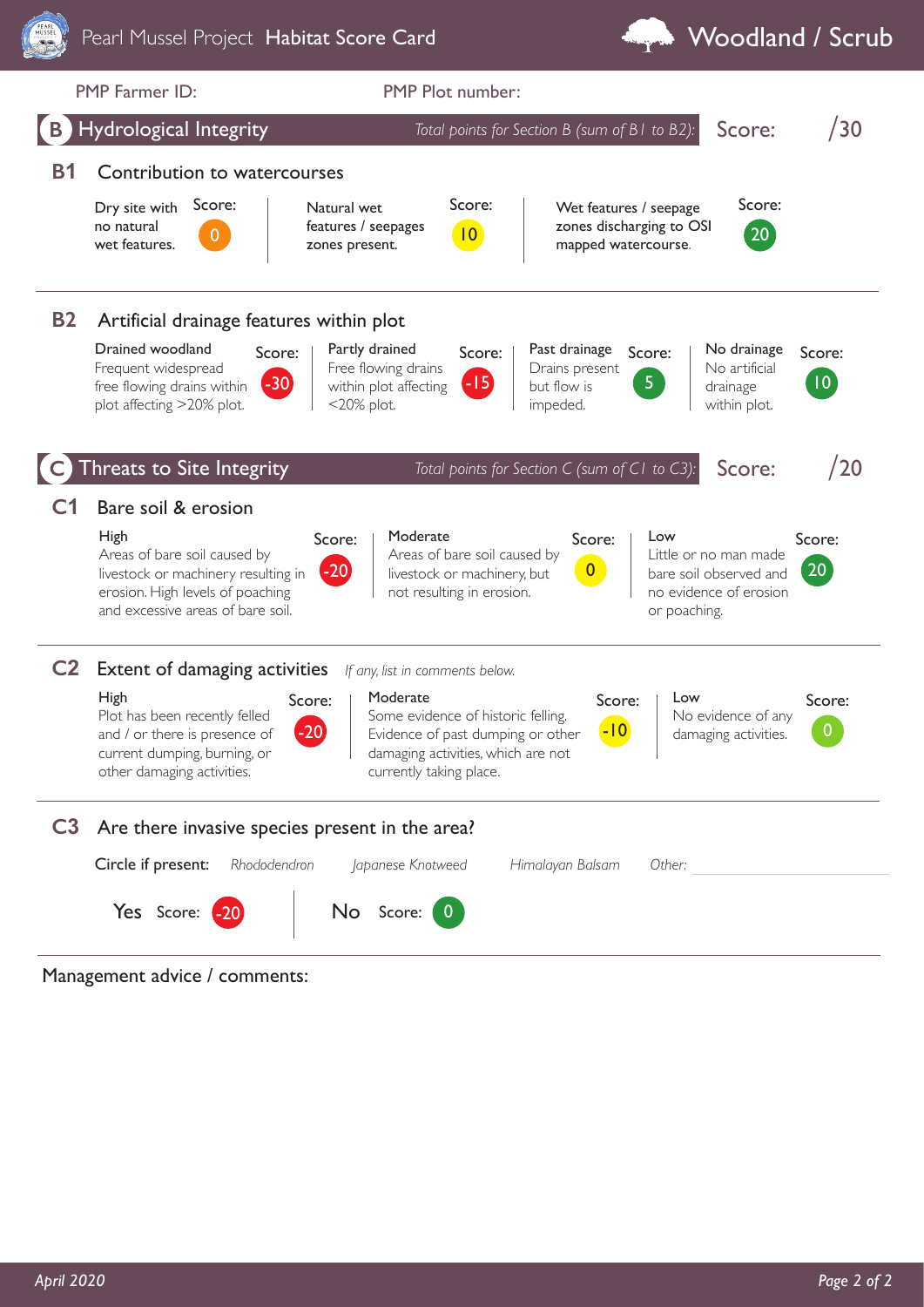# Pearl Mussel Project Habitat Score Card — Woodland / Scrub

PMP Farmer ID:

PMP Plot number:

## B Hydrological Integrity

*Total points for Section B (sum of B1 to B2):* Score: /30

### B1 Contribution to watercourses

| | | |
|---|---|---|
| Dry site with no natural wet features. Score: 0 | Natural wet features / seepages zones present. Score: 10 | Wet features / seepage zones discharging to OSI mapped watercourse. Score: 20 |

### B2 Artificial drainage features within plot

| | | | |
|---|---|---|---|
| **Drained woodland** Frequent widespread free flowing drains within plot affecting >20% plot. Score: -30 | **Partly drained** Free flowing drains within plot affecting <20% plot. Score: -15 | **Past drainage** Drains present but flow is impeded. Score: 5 | **No drainage** No artificial drainage within plot. Score: 10 |

## C Threats to Site Integrity

*Total points for Section C (sum of C1 to C3):* Score: /20

### C1 Bare soil & erosion

| | | |
|---|---|---|
| **High** Areas of bare soil caused by livestock or machinery resulting in erosion. High levels of poaching and excessive areas of bare soil. Score: -20 | **Moderate** Areas of bare soil caused by livestock or machinery, but not resulting in erosion. Score: 0 | **Low** Little or no man made bare soil observed and no evidence of erosion or poaching. Score: 20 |

### C2 Extent of damaging activities

*If any, list in comments below.*

| | | |
|---|---|---|
| **High** Plot has been recently felled and / or there is presence of current dumping, burning, or other damaging activities. Score: -20 | **Moderate** Some evidence of historic felling. Evidence of past dumping or other damaging activities, which are not currently taking place. Score: -10 | **Low** No evidence of any damaging activities. Score: 0 |

### C3 Are there invasive species present in the area?

Circle if present: *Rhododendron* *Japanese Knotweed* *Himalayan Balsam* *Other:*

| | |
|---|---|
| Yes Score: -20 | No Score: 0 |

Management advice / comments: